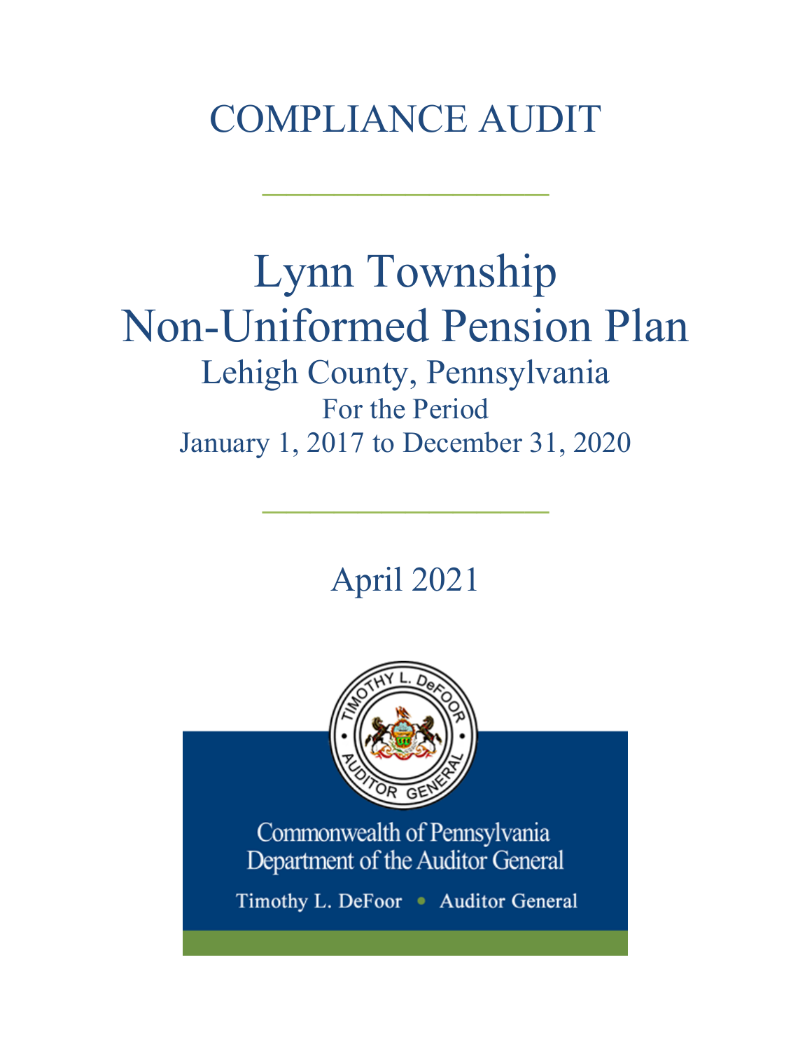# COMPLIANCE AUDIT

# Lynn Township
# Non-Uniformed Pension Plan

## Lehigh County, Pennsylvania

For the Period
January 1, 2017 to December 31, 2020

April 2021

Commonwealth of Pennsylvania
Department of the Auditor General

Timothy L. DeFoor • Auditor General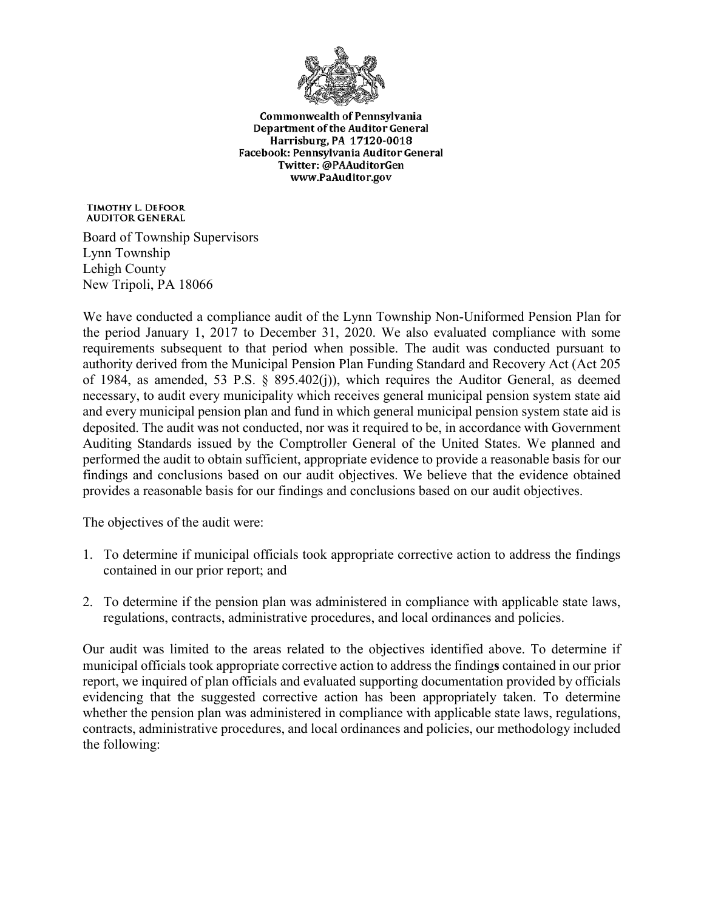Commonwealth of Pennsylvania
Department of the Auditor General
Harrisburg, PA 17120-0018
Facebook: Pennsylvania Auditor General
Twitter: @PAAuditorGen
www.PaAuditor.gov

TIMOTHY L. DEFOOR
AUDITOR GENERAL

Board of Township Supervisors
Lynn Township
Lehigh County
New Tripoli, PA 18066

We have conducted a compliance audit of the Lynn Township Non-Uniformed Pension Plan for the period January 1, 2017 to December 31, 2020. We also evaluated compliance with some requirements subsequent to that period when possible. The audit was conducted pursuant to authority derived from the Municipal Pension Plan Funding Standard and Recovery Act (Act 205 of 1984, as amended, 53 P.S. § 895.402(j)), which requires the Auditor General, as deemed necessary, to audit every municipality which receives general municipal pension system state aid and every municipal pension plan and fund in which general municipal pension system state aid is deposited. The audit was not conducted, nor was it required to be, in accordance with Government Auditing Standards issued by the Comptroller General of the United States. We planned and performed the audit to obtain sufficient, appropriate evidence to provide a reasonable basis for our findings and conclusions based on our audit objectives. We believe that the evidence obtained provides a reasonable basis for our findings and conclusions based on our audit objectives.

The objectives of the audit were:

1. To determine if municipal officials took appropriate corrective action to address the findings contained in our prior report; and

2. To determine if the pension plan was administered in compliance with applicable state laws, regulations, contracts, administrative procedures, and local ordinances and policies.

Our audit was limited to the areas related to the objectives identified above. To determine if municipal officials took appropriate corrective action to address the finding**s** contained in our prior report, we inquired of plan officials and evaluated supporting documentation provided by officials evidencing that the suggested corrective action has been appropriately taken. To determine whether the pension plan was administered in compliance with applicable state laws, regulations, contracts, administrative procedures, and local ordinances and policies, our methodology included the following: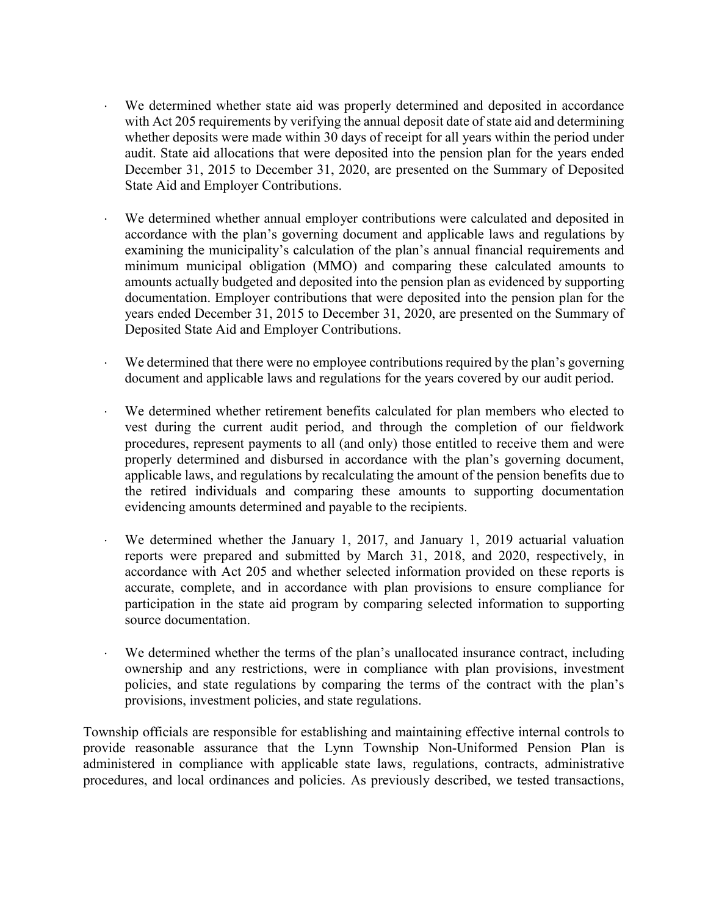- We determined whether state aid was properly determined and deposited in accordance with Act 205 requirements by verifying the annual deposit date of state aid and determining whether deposits were made within 30 days of receipt for all years within the period under audit. State aid allocations that were deposited into the pension plan for the years ended December 31, 2015 to December 31, 2020, are presented on the Summary of Deposited State Aid and Employer Contributions.

- We determined whether annual employer contributions were calculated and deposited in accordance with the plan's governing document and applicable laws and regulations by examining the municipality's calculation of the plan's annual financial requirements and minimum municipal obligation (MMO) and comparing these calculated amounts to amounts actually budgeted and deposited into the pension plan as evidenced by supporting documentation. Employer contributions that were deposited into the pension plan for the years ended December 31, 2015 to December 31, 2020, are presented on the Summary of Deposited State Aid and Employer Contributions.

- We determined that there were no employee contributions required by the plan's governing document and applicable laws and regulations for the years covered by our audit period.

- We determined whether retirement benefits calculated for plan members who elected to vest during the current audit period, and through the completion of our fieldwork procedures, represent payments to all (and only) those entitled to receive them and were properly determined and disbursed in accordance with the plan's governing document, applicable laws, and regulations by recalculating the amount of the pension benefits due to the retired individuals and comparing these amounts to supporting documentation evidencing amounts determined and payable to the recipients.

- We determined whether the January 1, 2017, and January 1, 2019 actuarial valuation reports were prepared and submitted by March 31, 2018, and 2020, respectively, in accordance with Act 205 and whether selected information provided on these reports is accurate, complete, and in accordance with plan provisions to ensure compliance for participation in the state aid program by comparing selected information to supporting source documentation.

- We determined whether the terms of the plan's unallocated insurance contract, including ownership and any restrictions, were in compliance with plan provisions, investment policies, and state regulations by comparing the terms of the contract with the plan's provisions, investment policies, and state regulations.

Township officials are responsible for establishing and maintaining effective internal controls to provide reasonable assurance that the Lynn Township Non-Uniformed Pension Plan is administered in compliance with applicable state laws, regulations, contracts, administrative procedures, and local ordinances and policies. As previously described, we tested transactions,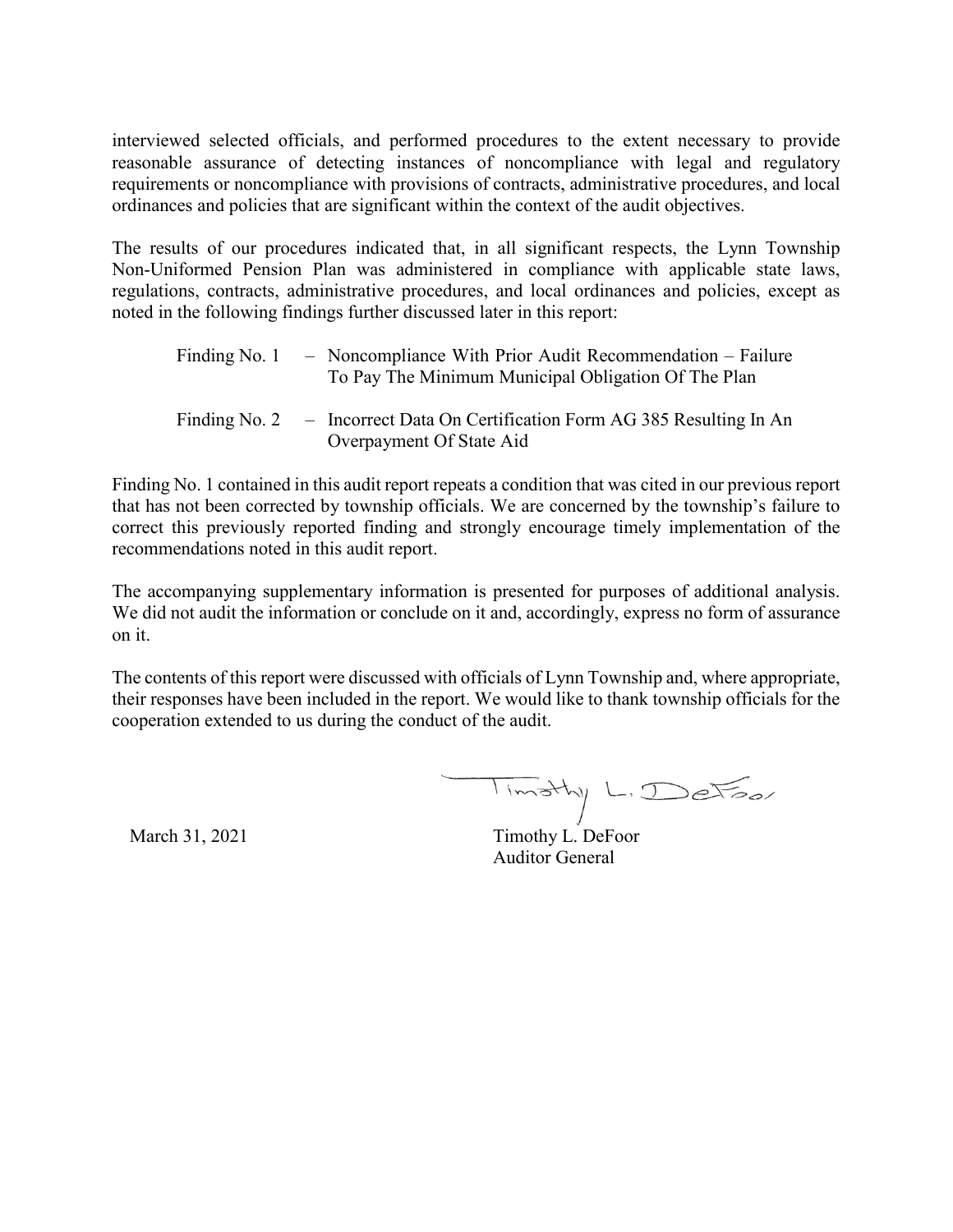interviewed selected officials, and performed procedures to the extent necessary to provide reasonable assurance of detecting instances of noncompliance with legal and regulatory requirements or noncompliance with provisions of contracts, administrative procedures, and local ordinances and policies that are significant within the context of the audit objectives.

The results of our procedures indicated that, in all significant respects, the Lynn Township Non-Uniformed Pension Plan was administered in compliance with applicable state laws, regulations, contracts, administrative procedures, and local ordinances and policies, except as noted in the following findings further discussed later in this report:

Finding No. 1 – Noncompliance With Prior Audit Recommendation – Failure To Pay The Minimum Municipal Obligation Of The Plan

Finding No. 2 – Incorrect Data On Certification Form AG 385 Resulting In An Overpayment Of State Aid

Finding No. 1 contained in this audit report repeats a condition that was cited in our previous report that has not been corrected by township officials. We are concerned by the township's failure to correct this previously reported finding and strongly encourage timely implementation of the recommendations noted in this audit report.

The accompanying supplementary information is presented for purposes of additional analysis. We did not audit the information or conclude on it and, accordingly, express no form of assurance on it.

The contents of this report were discussed with officials of Lynn Township and, where appropriate, their responses have been included in the report. We would like to thank township officials for the cooperation extended to us during the conduct of the audit.

March 31, 2021

Timothy L. DeFoor
Auditor General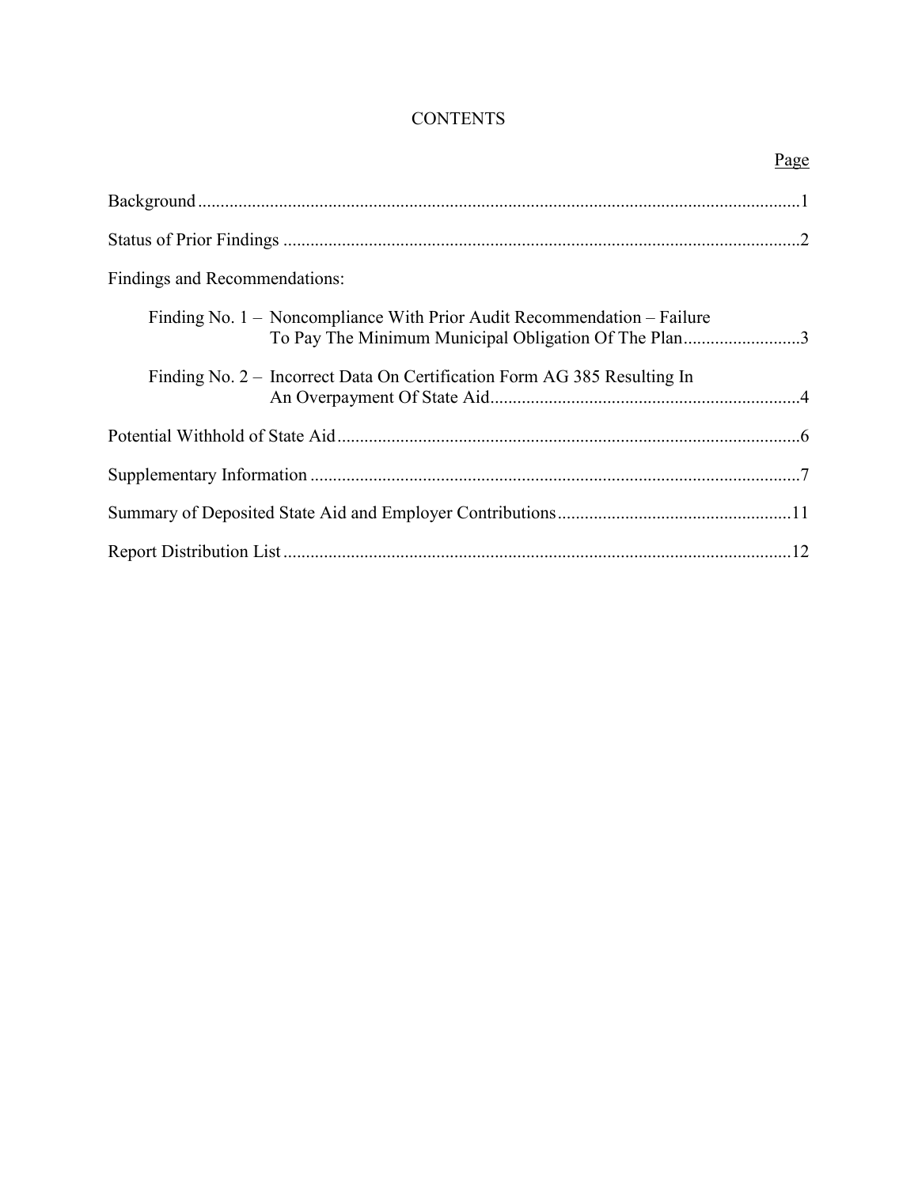# CONTENTS

| | Page |
|---|---|
| Background | 1 |
| Status of Prior Findings | 2 |
| Findings and Recommendations: | |
| Finding No. 1 – Noncompliance With Prior Audit Recommendation – Failure To Pay The Minimum Municipal Obligation Of The Plan | 3 |
| Finding No. 2 – Incorrect Data On Certification Form AG 385 Resulting In An Overpayment Of State Aid | 4 |
| Potential Withhold of State Aid | 6 |
| Supplementary Information | 7 |
| Summary of Deposited State Aid and Employer Contributions | 11 |
| Report Distribution List | 12 |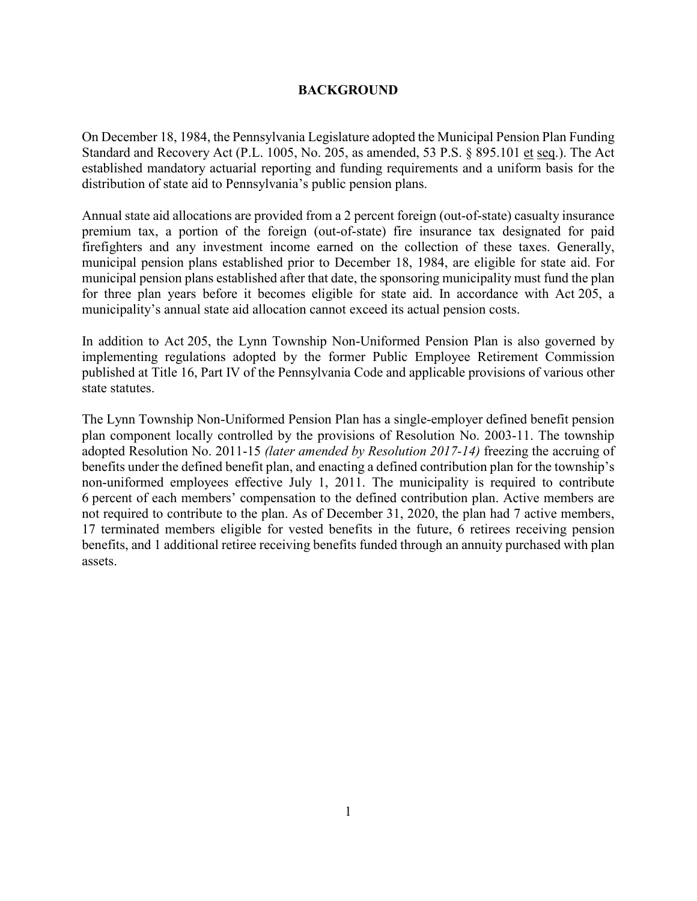## BACKGROUND

On December 18, 1984, the Pennsylvania Legislature adopted the Municipal Pension Plan Funding Standard and Recovery Act (P.L. 1005, No. 205, as amended, 53 P.S. § 895.101 et seq.). The Act established mandatory actuarial reporting and funding requirements and a uniform basis for the distribution of state aid to Pennsylvania's public pension plans.

Annual state aid allocations are provided from a 2 percent foreign (out-of-state) casualty insurance premium tax, a portion of the foreign (out-of-state) fire insurance tax designated for paid firefighters and any investment income earned on the collection of these taxes. Generally, municipal pension plans established prior to December 18, 1984, are eligible for state aid. For municipal pension plans established after that date, the sponsoring municipality must fund the plan for three plan years before it becomes eligible for state aid. In accordance with Act 205, a municipality's annual state aid allocation cannot exceed its actual pension costs.

In addition to Act 205, the Lynn Township Non-Uniformed Pension Plan is also governed by implementing regulations adopted by the former Public Employee Retirement Commission published at Title 16, Part IV of the Pennsylvania Code and applicable provisions of various other state statutes.

The Lynn Township Non-Uniformed Pension Plan has a single-employer defined benefit pension plan component locally controlled by the provisions of Resolution No. 2003-11. The township adopted Resolution No. 2011-15 *(later amended by Resolution 2017-14)* freezing the accruing of benefits under the defined benefit plan, and enacting a defined contribution plan for the township's non-uniformed employees effective July 1, 2011. The municipality is required to contribute 6 percent of each members' compensation to the defined contribution plan. Active members are not required to contribute to the plan. As of December 31, 2020, the plan had 7 active members, 17 terminated members eligible for vested benefits in the future, 6 retirees receiving pension benefits, and 1 additional retiree receiving benefits funded through an annuity purchased with plan assets.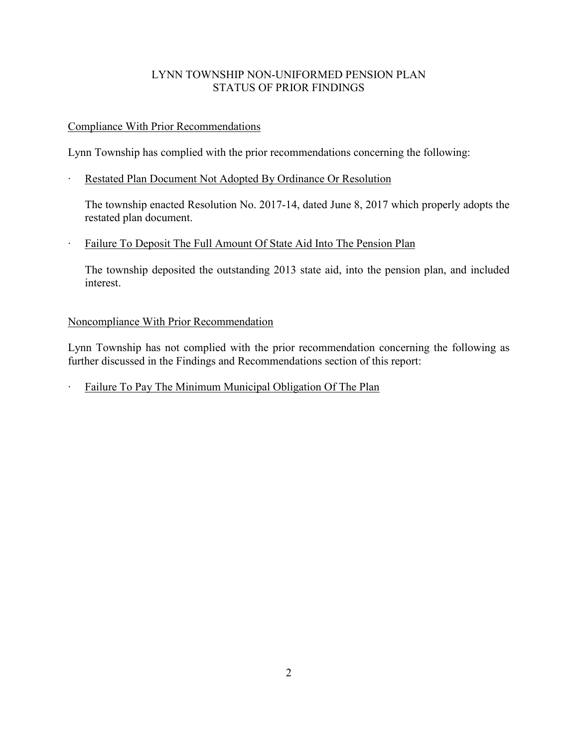# LYNN TOWNSHIP NON-UNIFORMED PENSION PLAN
## STATUS OF PRIOR FINDINGS

### Compliance With Prior Recommendations

Lynn Township has complied with the prior recommendations concerning the following:

- Restated Plan Document Not Adopted By Ordinance Or Resolution

  The township enacted Resolution No. 2017-14, dated June 8, 2017 which properly adopts the restated plan document.

- Failure To Deposit The Full Amount Of State Aid Into The Pension Plan

  The township deposited the outstanding 2013 state aid, into the pension plan, and included interest.

### Noncompliance With Prior Recommendation

Lynn Township has not complied with the prior recommendation concerning the following as further discussed in the Findings and Recommendations section of this report:

- Failure To Pay The Minimum Municipal Obligation Of The Plan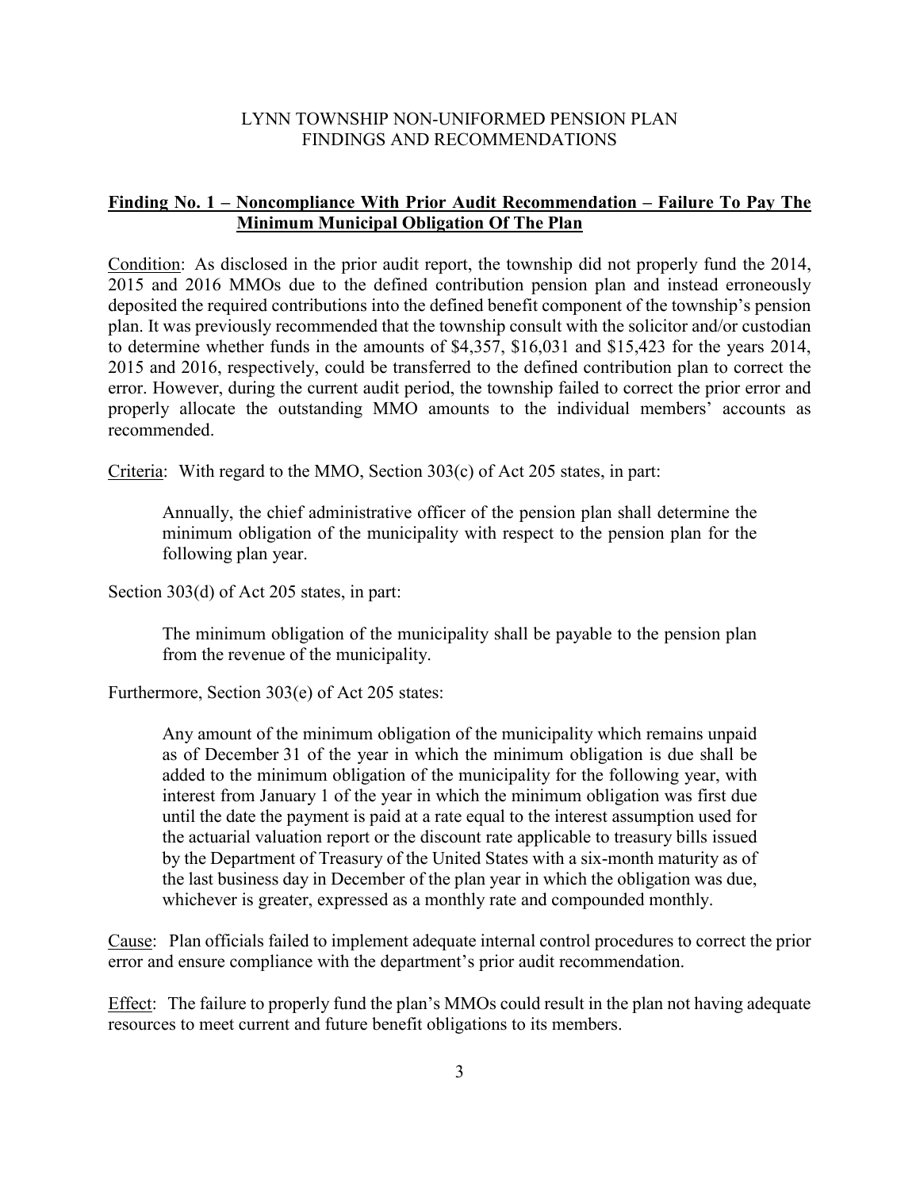LYNN TOWNSHIP NON-UNIFORMED PENSION PLAN
FINDINGS AND RECOMMENDATIONS

**Finding No. 1 – Noncompliance With Prior Audit Recommendation – Failure To Pay The Minimum Municipal Obligation Of The Plan**

Condition: As disclosed in the prior audit report, the township did not properly fund the 2014, 2015 and 2016 MMOs due to the defined contribution pension plan and instead erroneously deposited the required contributions into the defined benefit component of the township's pension plan. It was previously recommended that the township consult with the solicitor and/or custodian to determine whether funds in the amounts of $4,357, $16,031 and $15,423 for the years 2014, 2015 and 2016, respectively, could be transferred to the defined contribution plan to correct the error. However, during the current audit period, the township failed to correct the prior error and properly allocate the outstanding MMO amounts to the individual members' accounts as recommended.

Criteria: With regard to the MMO, Section 303(c) of Act 205 states, in part:

> Annually, the chief administrative officer of the pension plan shall determine the minimum obligation of the municipality with respect to the pension plan for the following plan year.

Section 303(d) of Act 205 states, in part:

> The minimum obligation of the municipality shall be payable to the pension plan from the revenue of the municipality.

Furthermore, Section 303(e) of Act 205 states:

> Any amount of the minimum obligation of the municipality which remains unpaid as of December 31 of the year in which the minimum obligation is due shall be added to the minimum obligation of the municipality for the following year, with interest from January 1 of the year in which the minimum obligation was first due until the date the payment is paid at a rate equal to the interest assumption used for the actuarial valuation report or the discount rate applicable to treasury bills issued by the Department of Treasury of the United States with a six-month maturity as of the last business day in December of the plan year in which the obligation was due, whichever is greater, expressed as a monthly rate and compounded monthly.

Cause: Plan officials failed to implement adequate internal control procedures to correct the prior error and ensure compliance with the department's prior audit recommendation.

Effect: The failure to properly fund the plan's MMOs could result in the plan not having adequate resources to meet current and future benefit obligations to its members.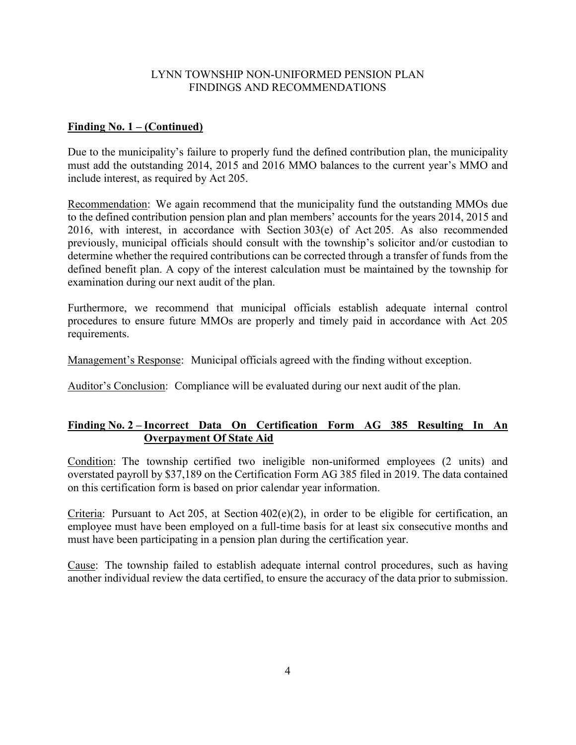LYNN TOWNSHIP NON-UNIFORMED PENSION PLAN
FINDINGS AND RECOMMENDATIONS

**Finding No. 1 – (Continued)**

Due to the municipality's failure to properly fund the defined contribution plan, the municipality must add the outstanding 2014, 2015 and 2016 MMO balances to the current year's MMO and include interest, as required by Act 205.

Recommendation: We again recommend that the municipality fund the outstanding MMOs due to the defined contribution pension plan and plan members' accounts for the years 2014, 2015 and 2016, with interest, in accordance with Section 303(e) of Act 205. As also recommended previously, municipal officials should consult with the township's solicitor and/or custodian to determine whether the required contributions can be corrected through a transfer of funds from the defined benefit plan. A copy of the interest calculation must be maintained by the township for examination during our next audit of the plan.

Furthermore, we recommend that municipal officials establish adequate internal control procedures to ensure future MMOs are properly and timely paid in accordance with Act 205 requirements.

Management's Response: Municipal officials agreed with the finding without exception.

Auditor's Conclusion: Compliance will be evaluated during our next audit of the plan.

**Finding No. 2 – Incorrect Data On Certification Form AG 385 Resulting In An Overpayment Of State Aid**

Condition: The township certified two ineligible non-uniformed employees (2 units) and overstated payroll by $37,189 on the Certification Form AG 385 filed in 2019. The data contained on this certification form is based on prior calendar year information.

Criteria: Pursuant to Act 205, at Section 402(e)(2), in order to be eligible for certification, an employee must have been employed on a full-time basis for at least six consecutive months and must have been participating in a pension plan during the certification year.

Cause: The township failed to establish adequate internal control procedures, such as having another individual review the data certified, to ensure the accuracy of the data prior to submission.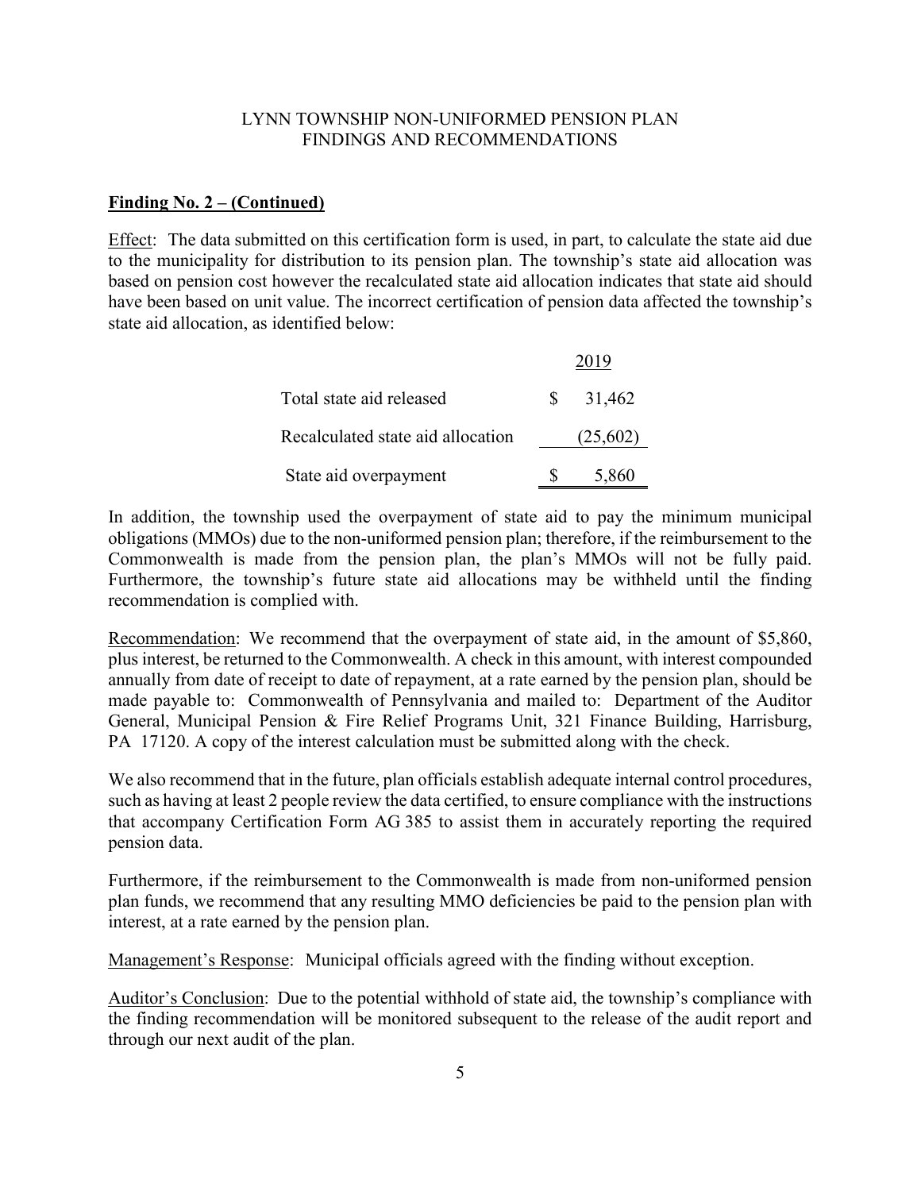LYNN TOWNSHIP NON-UNIFORMED PENSION PLAN
FINDINGS AND RECOMMENDATIONS

**Finding No. 2 – (Continued)**

Effect: The data submitted on this certification form is used, in part, to calculate the state aid due to the municipality for distribution to its pension plan. The township's state aid allocation was based on pension cost however the recalculated state aid allocation indicates that state aid should have been based on unit value. The incorrect certification of pension data affected the township's state aid allocation, as identified below:

| | 2019 |
|---|---|
| Total state aid released | $ 31,462 |
| Recalculated state aid allocation | (25,602) |
| State aid overpayment | $ 5,860 |

In addition, the township used the overpayment of state aid to pay the minimum municipal obligations (MMOs) due to the non-uniformed pension plan; therefore, if the reimbursement to the Commonwealth is made from the pension plan, the plan's MMOs will not be fully paid. Furthermore, the township's future state aid allocations may be withheld until the finding recommendation is complied with.

Recommendation: We recommend that the overpayment of state aid, in the amount of $5,860, plus interest, be returned to the Commonwealth. A check in this amount, with interest compounded annually from date of receipt to date of repayment, at a rate earned by the pension plan, should be made payable to: Commonwealth of Pennsylvania and mailed to: Department of the Auditor General, Municipal Pension & Fire Relief Programs Unit, 321 Finance Building, Harrisburg, PA 17120. A copy of the interest calculation must be submitted along with the check.

We also recommend that in the future, plan officials establish adequate internal control procedures, such as having at least 2 people review the data certified, to ensure compliance with the instructions that accompany Certification Form AG 385 to assist them in accurately reporting the required pension data.

Furthermore, if the reimbursement to the Commonwealth is made from non-uniformed pension plan funds, we recommend that any resulting MMO deficiencies be paid to the pension plan with interest, at a rate earned by the pension plan.

Management's Response: Municipal officials agreed with the finding without exception.

Auditor's Conclusion: Due to the potential withhold of state aid, the township's compliance with the finding recommendation will be monitored subsequent to the release of the audit report and through our next audit of the plan.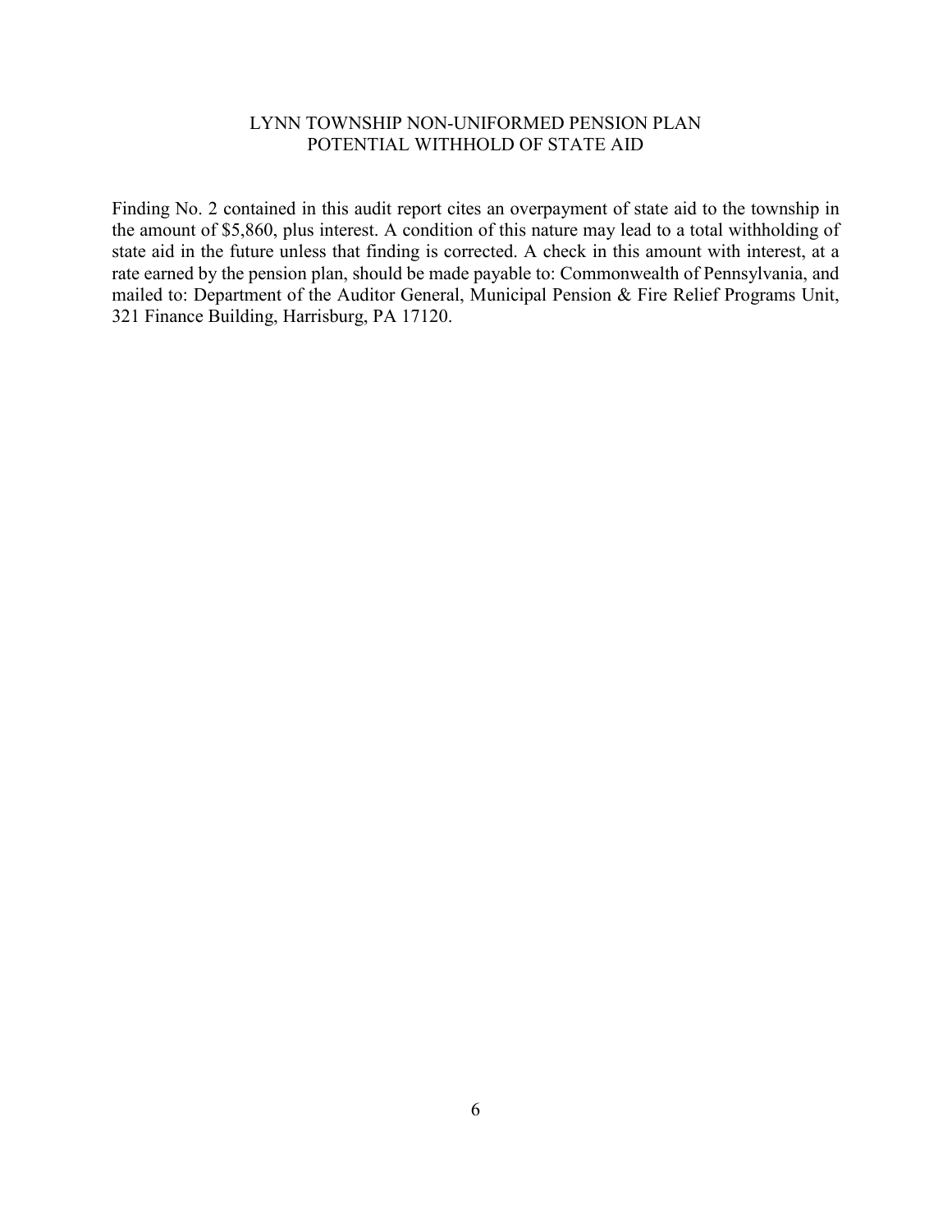# LYNN TOWNSHIP NON-UNIFORMED PENSION PLAN
## POTENTIAL WITHHOLD OF STATE AID

Finding No. 2 contained in this audit report cites an overpayment of state aid to the township in the amount of $5,860, plus interest. A condition of this nature may lead to a total withholding of state aid in the future unless that finding is corrected. A check in this amount with interest, at a rate earned by the pension plan, should be made payable to: Commonwealth of Pennsylvania, and mailed to: Department of the Auditor General, Municipal Pension & Fire Relief Programs Unit, 321 Finance Building, Harrisburg, PA 17120.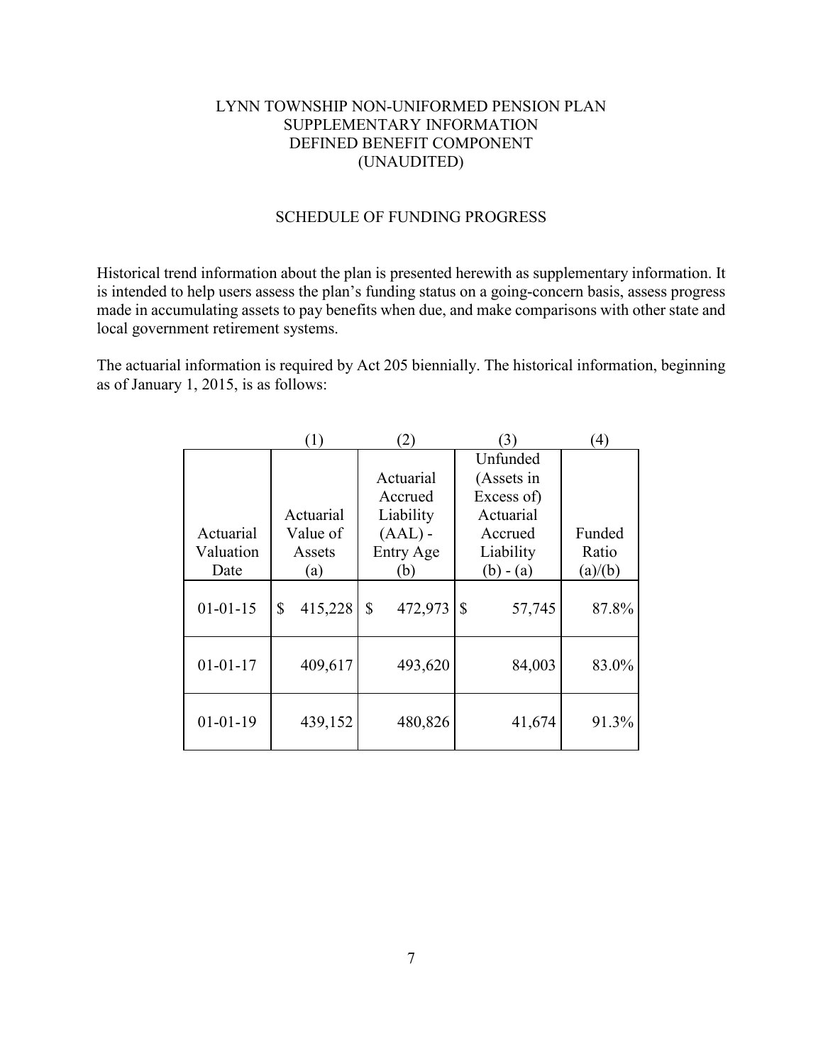# LYNN TOWNSHIP NON-UNIFORMED PENSION PLAN
## SUPPLEMENTARY INFORMATION
## DEFINED BENEFIT COMPONENT
## (UNAUDITED)

### SCHEDULE OF FUNDING PROGRESS

Historical trend information about the plan is presented herewith as supplementary information. It is intended to help users assess the plan's funding status on a going-concern basis, assess progress made in accumulating assets to pay benefits when due, and make comparisons with other state and local government retirement systems.

The actuarial information is required by Act 205 biennially. The historical information, beginning as of January 1, 2015, is as follows:

| | (1) | (2) | (3) | (4) |
|---|---|---|---|---|
| Actuarial Valuation Date | Actuarial Value of Assets (a) | Actuarial Accrued Liability (AAL) - Entry Age (b) | Unfunded (Assets in Excess of) Actuarial Accrued Liability (b) - (a) | Funded Ratio (a)/(b) |
| 01-01-15 | $ 415,228 | $ 472,973 | $ 57,745 | 87.8% |
| 01-01-17 | 409,617 | 493,620 | 84,003 | 83.0% |
| 01-01-19 | 439,152 | 480,826 | 41,674 | 91.3% |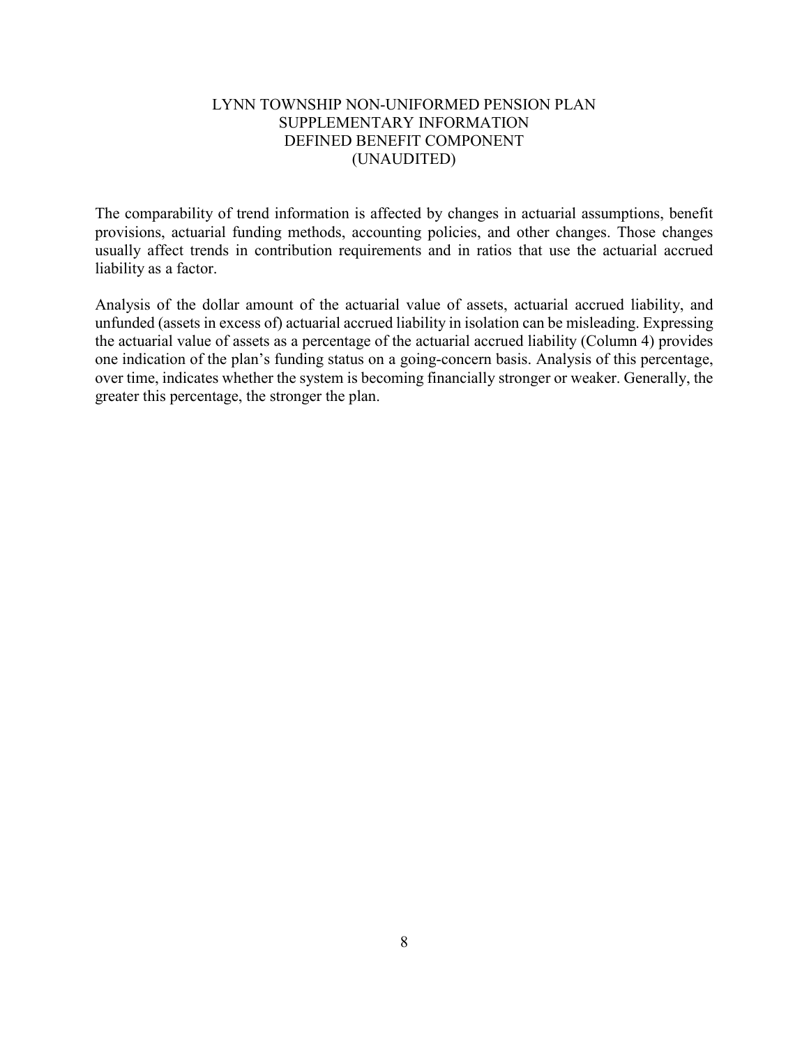# LYNN TOWNSHIP NON-UNIFORMED PENSION PLAN
## SUPPLEMENTARY INFORMATION
## DEFINED BENEFIT COMPONENT
## (UNAUDITED)

The comparability of trend information is affected by changes in actuarial assumptions, benefit provisions, actuarial funding methods, accounting policies, and other changes. Those changes usually affect trends in contribution requirements and in ratios that use the actuarial accrued liability as a factor.

Analysis of the dollar amount of the actuarial value of assets, actuarial accrued liability, and unfunded (assets in excess of) actuarial accrued liability in isolation can be misleading. Expressing the actuarial value of assets as a percentage of the actuarial accrued liability (Column 4) provides one indication of the plan's funding status on a going-concern basis. Analysis of this percentage, over time, indicates whether the system is becoming financially stronger or weaker. Generally, the greater this percentage, the stronger the plan.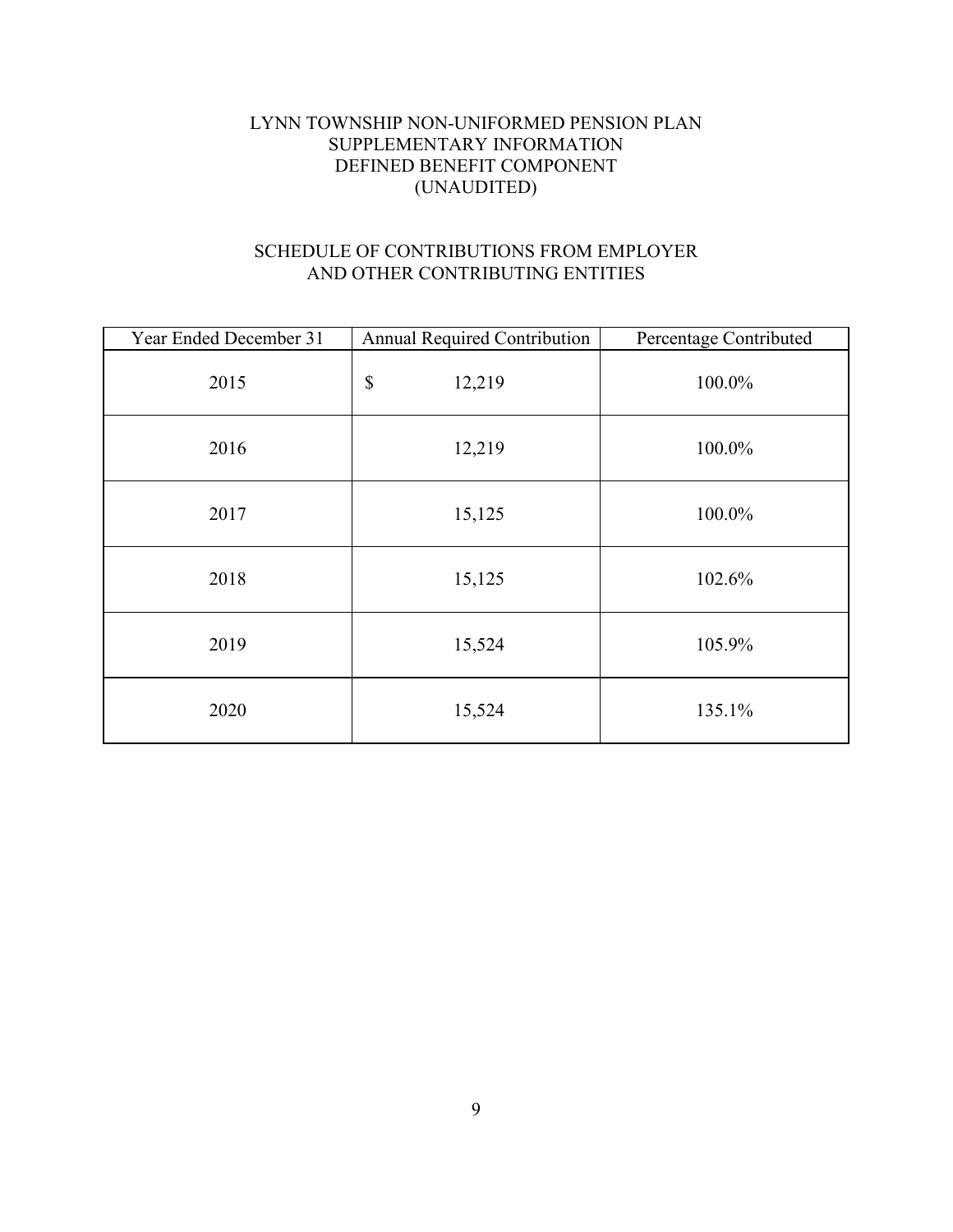# LYNN TOWNSHIP NON-UNIFORMED PENSION PLAN
## SUPPLEMENTARY INFORMATION
## DEFINED BENEFIT COMPONENT
## (UNAUDITED)

## SCHEDULE OF CONTRIBUTIONS FROM EMPLOYER AND OTHER CONTRIBUTING ENTITIES

| Year Ended December 31 | Annual Required Contribution | Percentage Contributed |
|---|---|---|
| 2015 | $ 12,219 | 100.0% |
| 2016 | 12,219 | 100.0% |
| 2017 | 15,125 | 100.0% |
| 2018 | 15,125 | 102.6% |
| 2019 | 15,524 | 105.9% |
| 2020 | 15,524 | 135.1% |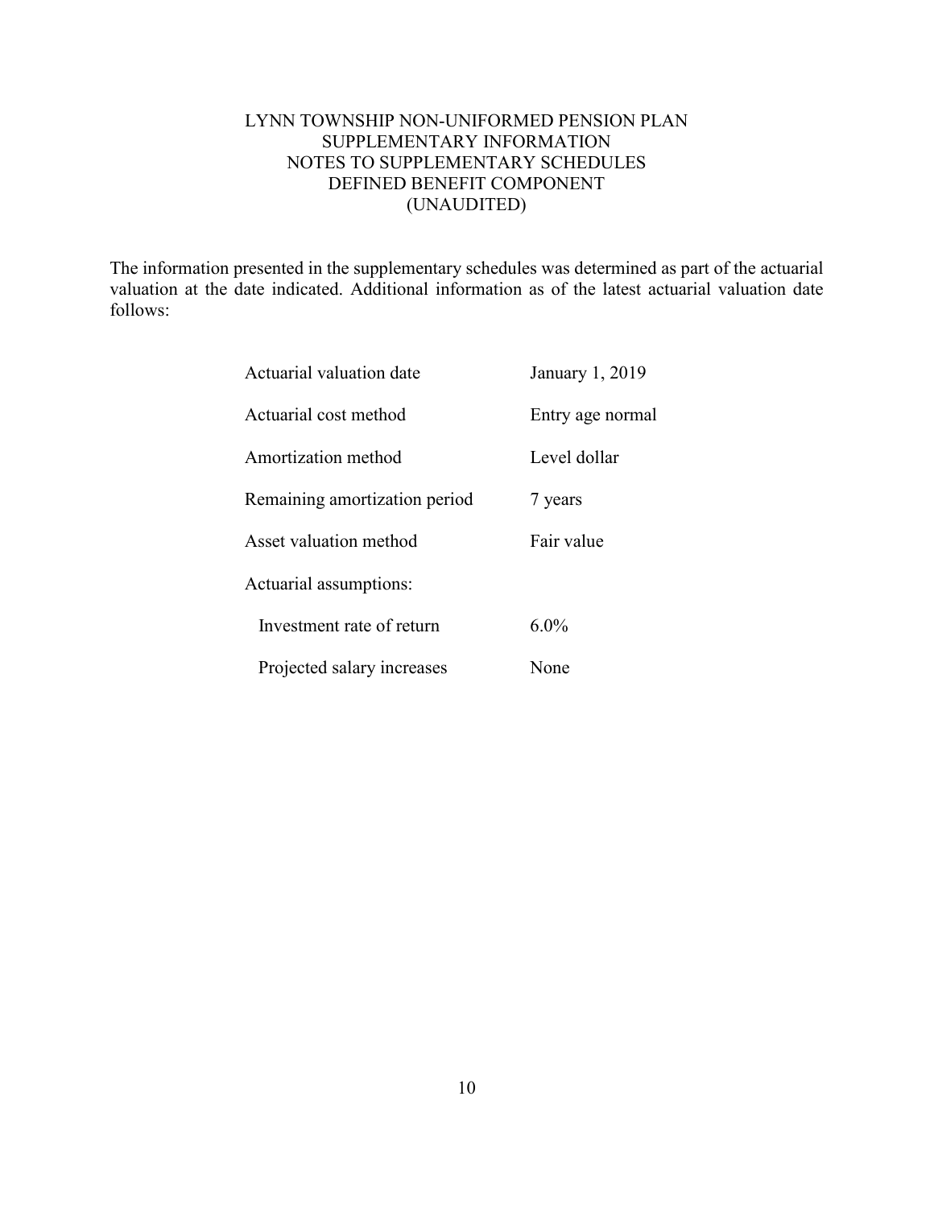# LYNN TOWNSHIP NON-UNIFORMED PENSION PLAN
## SUPPLEMENTARY INFORMATION
## NOTES TO SUPPLEMENTARY SCHEDULES
## DEFINED BENEFIT COMPONENT
## (UNAUDITED)

The information presented in the supplementary schedules was determined as part of the actuarial valuation at the date indicated. Additional information as of the latest actuarial valuation date follows:

| | |
|---|---|
| Actuarial valuation date | January 1, 2019 |
| Actuarial cost method | Entry age normal |
| Amortization method | Level dollar |
| Remaining amortization period | 7 years |
| Asset valuation method | Fair value |
| Actuarial assumptions: | |
| Investment rate of return | 6.0% |
| Projected salary increases | None |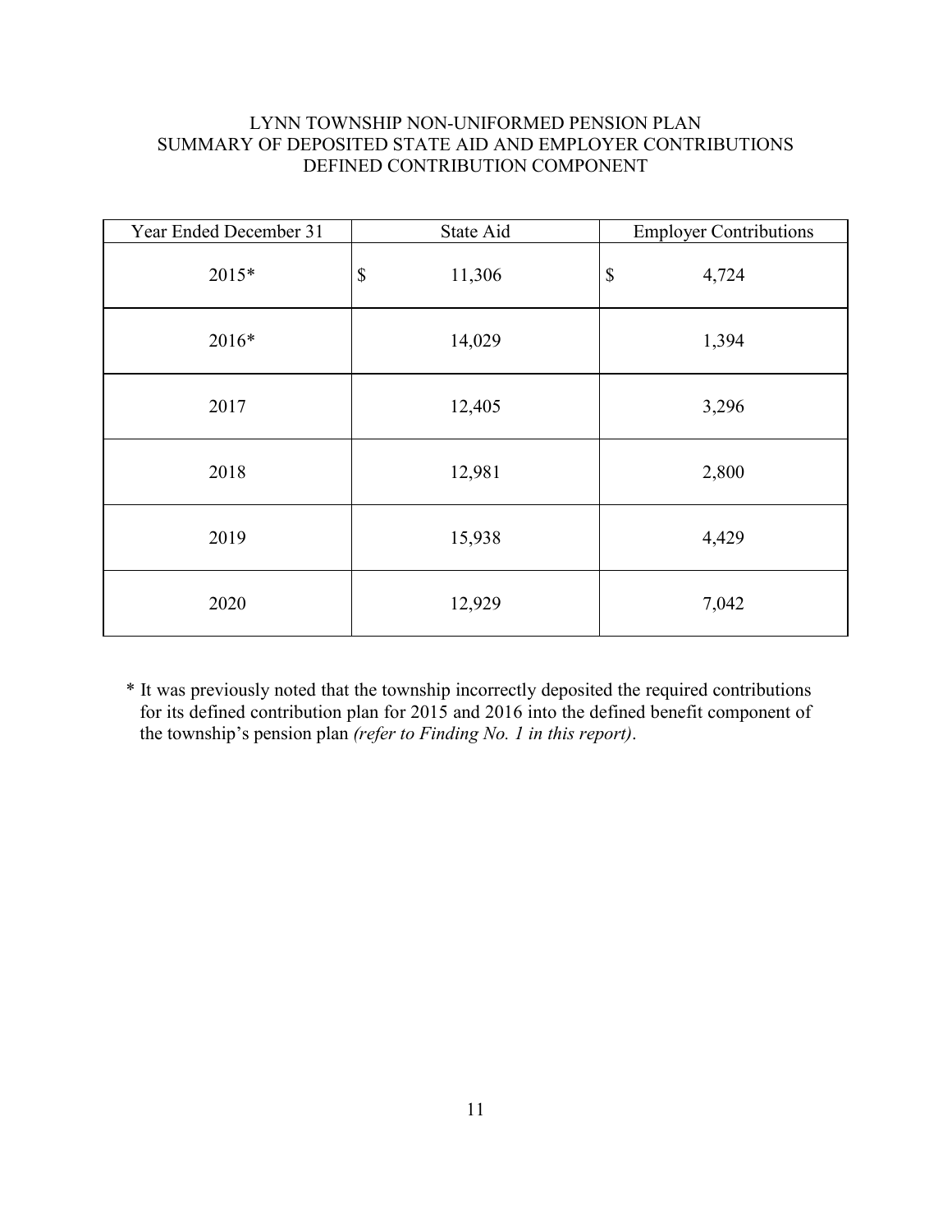# LYNN TOWNSHIP NON-UNIFORMED PENSION PLAN
## SUMMARY OF DEPOSITED STATE AID AND EMPLOYER CONTRIBUTIONS
### DEFINED CONTRIBUTION COMPONENT

| Year Ended December 31 | State Aid | Employer Contributions |
|---|---|---|
| 2015* | $ 11,306 | $ 4,724 |
| 2016* | 14,029 | 1,394 |
| 2017 | 12,405 | 3,296 |
| 2018 | 12,981 | 2,800 |
| 2019 | 15,938 | 4,429 |
| 2020 | 12,929 | 7,042 |

\* It was previously noted that the township incorrectly deposited the required contributions for its defined contribution plan for 2015 and 2016 into the defined benefit component of the township's pension plan *(refer to Finding No. 1 in this report)*.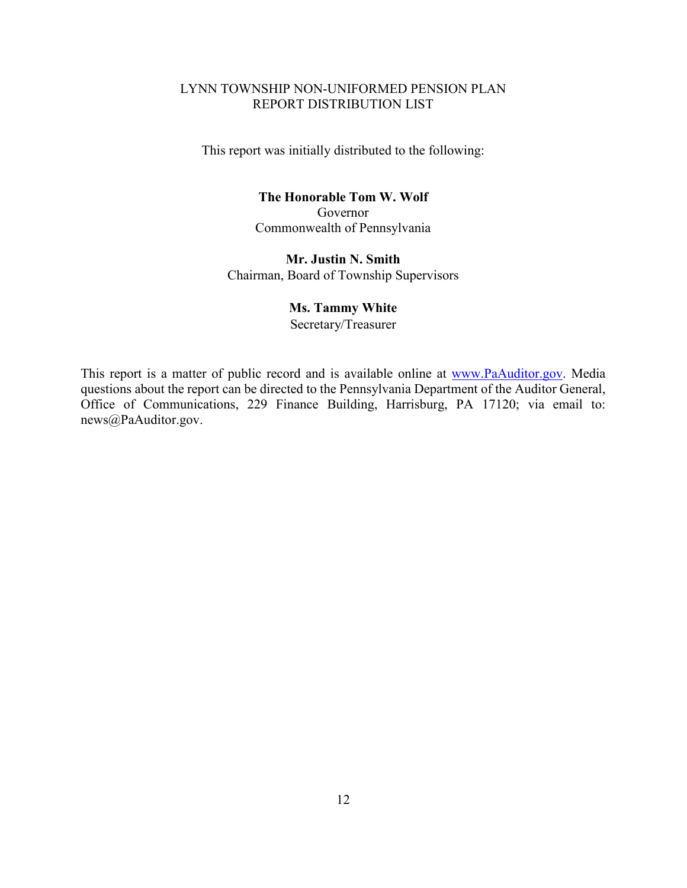# LYNN TOWNSHIP NON-UNIFORMED PENSION PLAN
# REPORT DISTRIBUTION LIST

This report was initially distributed to the following:

**The Honorable Tom W. Wolf**
Governor
Commonwealth of Pennsylvania

**Mr. Justin N. Smith**
Chairman, Board of Township Supervisors

**Ms. Tammy White**
Secretary/Treasurer

This report is a matter of public record and is available online at www.PaAuditor.gov. Media questions about the report can be directed to the Pennsylvania Department of the Auditor General, Office of Communications, 229 Finance Building, Harrisburg, PA 17120; via email to: news@PaAuditor.gov.